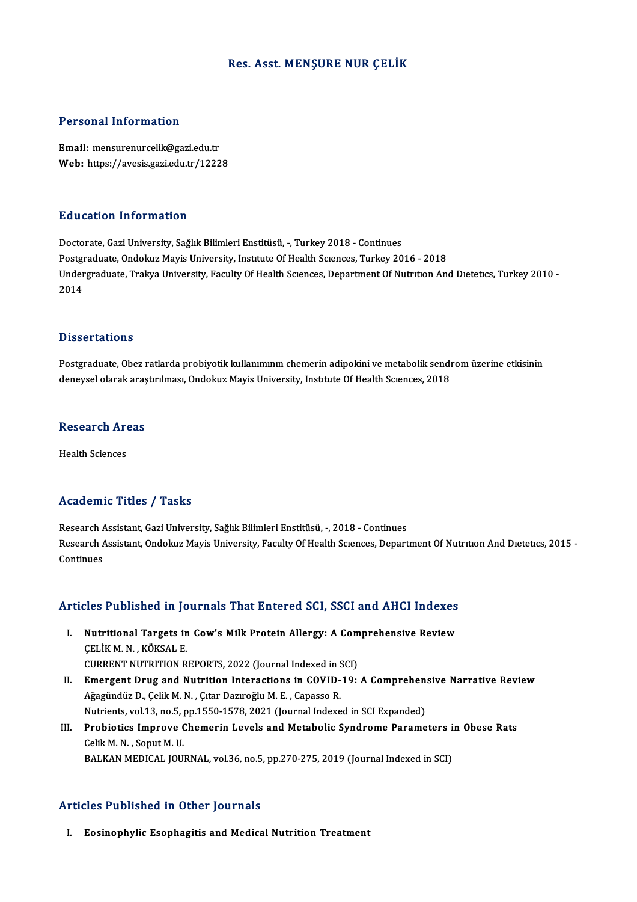# Res. Asst. MENŞURE NUR ÇELİK

## Personal Information

**Email:** mensurenurcelik@gazi.edu.tr
**Web:** https://avesis.gazi.edu.tr/12228

## Education Information

Doctorate, Gazi University, Sağlık Bilimleri Enstitüsü, -, Turkey 2018 - Continues
Postgraduate, Ondokuz Mayis University, Institute Of Health Sciences, Turkey 2016 - 2018
Undergraduate, Trakya University, Faculty Of Health Sciences, Department Of Nutrition And Dietetics, Turkey 2010 - 2014

## Dissertations

Postgraduate, Obez ratlarda probiyotik kullanımının chemerin adipokini ve metabolik sendrom üzerine etkisinin deneysel olarak araştırılması, Ondokuz Mayis University, Institute Of Health Sciences, 2018

## Research Areas

Health Sciences

## Academic Titles / Tasks

Research Assistant, Gazi University, Sağlık Bilimleri Enstitüsü, -, 2018 - Continues
Research Assistant, Ondokuz Mayis University, Faculty Of Health Sciences, Department Of Nutrition And Dietetics, 2015 - Continues

## Articles Published in Journals That Entered SCI, SSCI and AHCI Indexes

I. **Nutritional Targets in Cow's Milk Protein Allergy: A Comprehensive Review**
   ÇELİK M. N. , KÖKSAL E.
   CURRENT NUTRITION REPORTS, 2022 (Journal Indexed in SCI)
II. **Emergent Drug and Nutrition Interactions in COVID-19: A Comprehensive Narrative Review**
   Ağagündüz D., Çelik M. N. , Çıtar Dazıroğlu M. E. , Capasso R.
   Nutrients, vol.13, no.5, pp.1550-1578, 2021 (Journal Indexed in SCI Expanded)
III. **Probiotics Improve Chemerin Levels and Metabolic Syndrome Parameters in Obese Rats**
   Celik M. N. , Soput M. U.
   BALKAN MEDICAL JOURNAL, vol.36, no.5, pp.270-275, 2019 (Journal Indexed in SCI)

## Articles Published in Other Journals

I. **Eosinophylic Esophagitis and Medical Nutrition Treatment**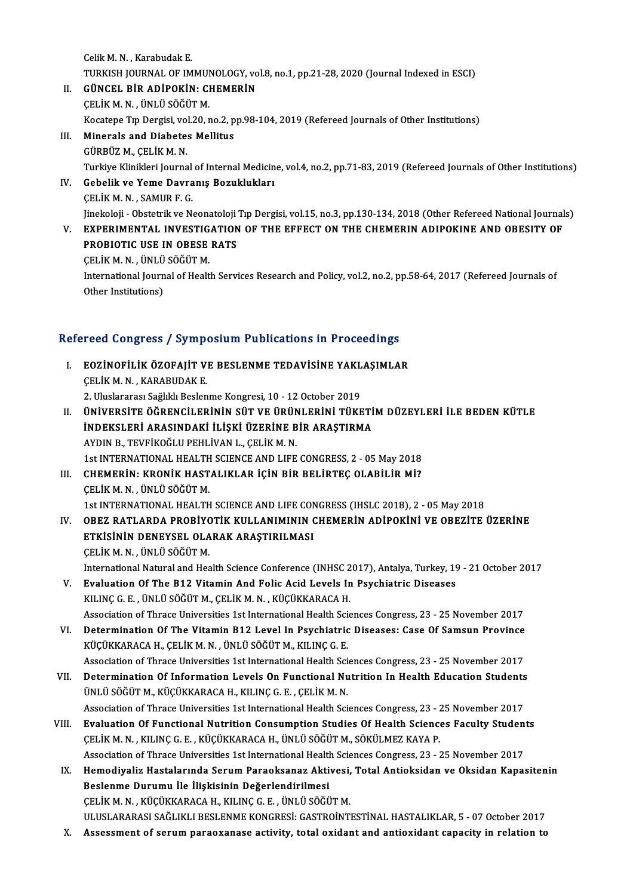Celik M. N. , Karabudak E.
TURKISH JOURNAL OF IMMUNOLOGY, vol.8, no.1, pp.21-28, 2020 (Journal Indexed in ESCI)

II. **GÜNCEL BİR ADİPOKİN: CHEMERİN**
ÇELİK M. N. , ÜNLÜ SÖĞÜT M.
Kocatepe Tıp Dergisi, vol.20, no.2, pp.98-104, 2019 (Refereed Journals of Other Institutions)

III. **Minerals and Diabetes Mellitus**
GÜRBÜZ M., ÇELİK M. N.
Turkiye Klinikleri Journal of Internal Medicine, vol.4, no.2, pp.71-83, 2019 (Refereed Journals of Other Institutions)

IV. **Gebelik ve Yeme Davranış Bozuklukları**
ÇELİK M. N. , SAMUR F. G.
Jinekoloji - Obstetrik ve Neonatoloji Tıp Dergisi, vol.15, no.3, pp.130-134, 2018 (Other Refereed National Journals)

V. **EXPERIMENTAL INVESTIGATION OF THE EFFECT ON THE CHEMERIN ADIPOKINE AND OBESITY OF PROBIOTIC USE IN OBESE RATS**
ÇELİK M. N. , ÜNLÜ SÖĞÜT M.
International Journal of Health Services Research and Policy, vol.2, no.2, pp.58-64, 2017 (Refereed Journals of Other Institutions)

## Refereed Congress / Symposium Publications in Proceedings

I. **EOZİNOFİLİK ÖZOFAJİT VE BESLENME TEDAVİSİNE YAKLAŞIMLAR**
ÇELİK M. N. , KARABUDAK E.
2. Uluslararası Sağlıklı Beslenme Kongresi, 10 - 12 October 2019

II. **ÜNİVERSİTE ÖĞRENCİLERİNİN SÜT VE ÜRÜNLERİNİ TÜKETİM DÜZEYLERİ İLE BEDEN KÜTLE İNDEKSLERİ ARASINDAKİ İLİŞKİ ÜZERİNE BİR ARAŞTIRMA**
AYDIN B., TEVFİKOĞLU PEHLİVAN L., ÇELİK M. N.
1st INTERNATIONAL HEALTH SCIENCE AND LIFE CONGRESS, 2 - 05 May 2018

III. **CHEMERİN: KRONİK HASTALIKLAR İÇİN BİR BELİRTEÇ OLABİLİR Mİ?**
ÇELİK M. N. , ÜNLÜ SÖĞÜT M.
1st INTERNATIONAL HEALTH SCIENCE AND LIFE CONGRESS (IHSLC 2018), 2 - 05 May 2018

IV. **OBEZ RATLARDA PROBİYOTİK KULLANIMININ CHEMERİN ADİPOKİNİ VE OBEZİTE ÜZERİNE ETKİSİNİN DENEYSEL OLARAK ARAŞTIRILMASI**
ÇELİK M. N. , ÜNLÜ SÖĞÜT M.
International Natural and Health Science Conference (INHSC 2017), Antalya, Turkey, 19 - 21 October 2017

V. **Evaluation Of The B12 Vitamin And Folic Acid Levels In Psychiatric Diseases**
KILINÇ G. E. , ÜNLÜ SÖĞÜT M., ÇELİK M. N. , KÜÇÜKKARACA H.
Association of Thrace Universities 1st International Health Sciences Congress, 23 - 25 November 2017

VI. **Determination Of The Vitamin B12 Level In Psychiatric Diseases: Case Of Samsun Province**
KÜÇÜKKARACA H., ÇELİK M. N. , ÜNLÜ SÖĞÜT M., KILINÇ G. E.
Association of Thrace Universities 1st International Health Sciences Congress, 23 - 25 November 2017

VII. **Determination Of Information Levels On Functional Nutrition In Health Education Students**
ÜNLÜ SÖĞÜT M., KÜÇÜKKARACA H., KILINÇ G. E. , ÇELİK M. N.
Association of Thrace Universities 1st International Health Sciences Congress, 23 - 25 November 2017

VIII. **Evaluation Of Functional Nutrition Consumption Studies Of Health Sciences Faculty Students**
ÇELİK M. N. , KILINÇ G. E. , KÜÇÜKKARACA H., ÜNLÜ SÖĞÜT M., SÖKÜLMEZ KAYA P.
Association of Thrace Universities 1st International Health Sciences Congress, 23 - 25 November 2017

IX. **Hemodiyaliz Hastalarında Serum Paraoksanaz Aktivesi, Total Antioksidan ve Oksidan Kapasitenin Beslenme Durumu İle İlişkisinin Değerlendirilmesi**
ÇELİK M. N. , KÜÇÜKKARACA H., KILINÇ G. E. , ÜNLÜ SÖĞÜT M.
ULUSLARARASI SAĞLIKLI BESLENME KONGRESİ: GASTROİNTESTİNAL HASTALIKLAR, 5 - 07 October 2017

X. **Assessment of serum paraoxanase activity, total oxidant and antioxidant capacity in relation to**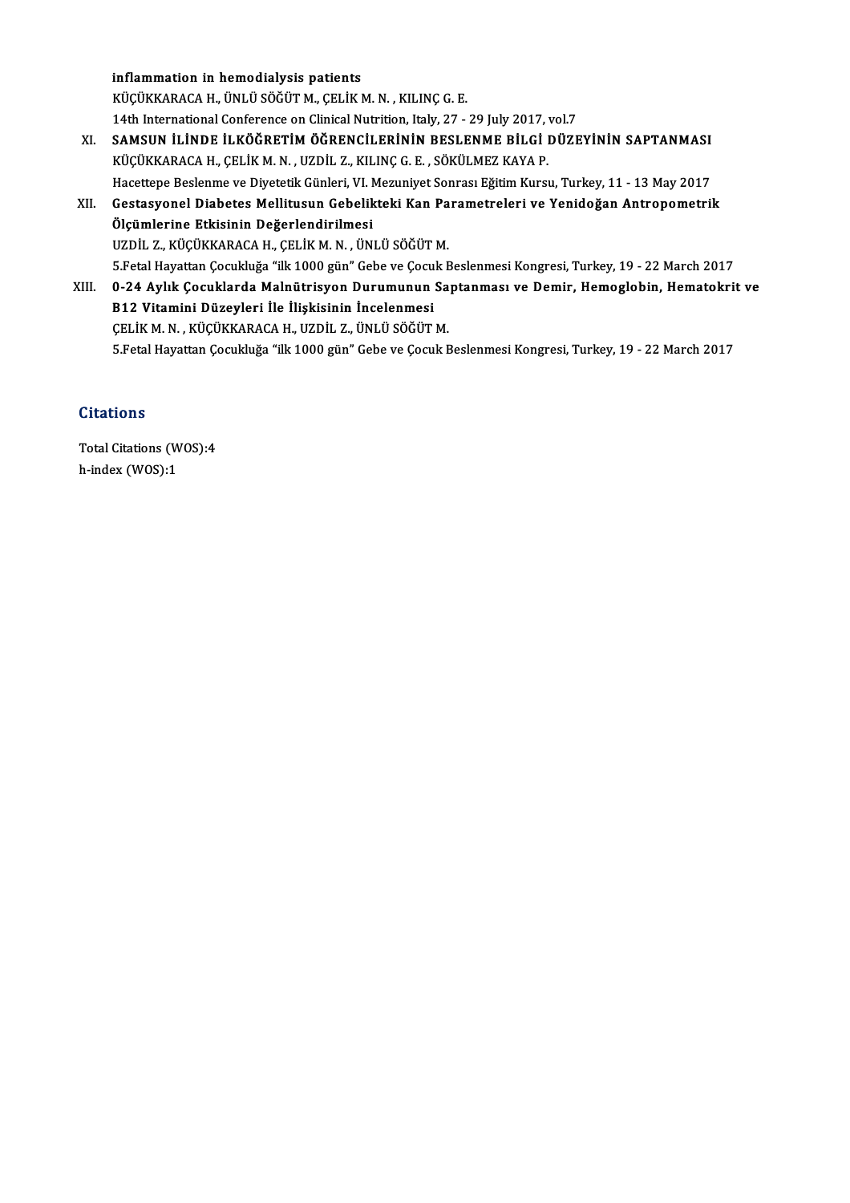**inflammation in hemodialysis patients**
KÜÇÜKKARACA H., ÜNLÜ SÖĞÜT M., ÇELİK M. N. , KILINÇ G. E.
14th International Conference on Clinical Nutrition, Italy, 27 - 29 July 2017, vol.7

XI. **SAMSUN İLİNDE İLKÖĞRETİM ÖĞRENCİLERİNİN BESLENME BİLGİ DÜZEYİNİN SAPTANMASI**
KÜÇÜKKARACA H., ÇELİK M. N. , UZDİL Z., KILINÇ G. E. , SÖKÜLMEZ KAYA P.
Hacettepe Beslenme ve Diyetetik Günleri, VI. Mezuniyet Sonrası Eğitim Kursu, Turkey, 11 - 13 May 2017

XII. **Gestasyonel Diabetes Mellitusun Gebelikteki Kan Parametreleri ve Yenidoğan Antropometrik Ölçümlerine Etkisinin Değerlendirilmesi**
UZDİL Z., KÜÇÜKKARACA H., ÇELİK M. N. , ÜNLÜ SÖĞÜT M.
5.Fetal Hayattan Çocukluğa "ilk 1000 gün" Gebe ve Çocuk Beslenmesi Kongresi, Turkey, 19 - 22 March 2017

XIII. **0-24 Aylık Çocuklarda Malnütrisyon Durumunun Saptanması ve Demir, Hemoglobin, Hematokrit ve B12 Vitamini Düzeyleri İle İlişkisinin İncelenmesi**
ÇELİK M. N. , KÜÇÜKKARACA H., UZDİL Z., ÜNLÜ SÖĞÜT M.
5.Fetal Hayattan Çocukluğa "ilk 1000 gün" Gebe ve Çocuk Beslenmesi Kongresi, Turkey, 19 - 22 March 2017

## Citations

Total Citations (WOS):4
h-index (WOS):1